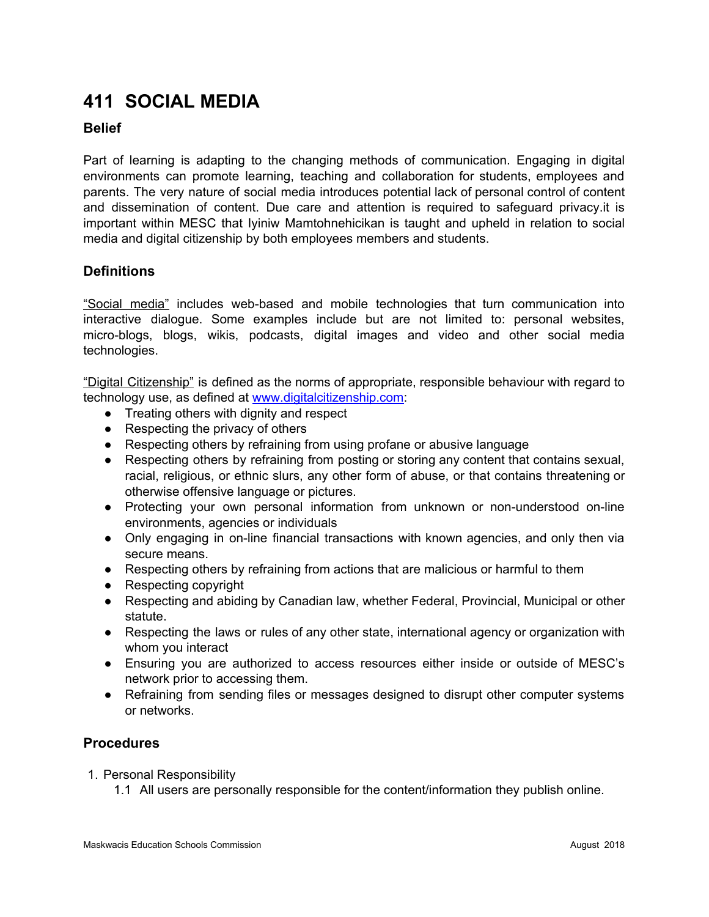# 411 SOCIAL MEDIA

## Belief

Part of learning is adapting to the changing methods of communication. Engaging in digital environments can promote learning, teaching and collaboration for students, employees and parents. The very nature of social media introduces potential lack of personal control of content and dissemination of content. Due care and attention is required to safeguard privacy.it is important within MESC that Iyiniw Mamtohnehicikan is taught and upheld in relation to social media and digital citizenship by both employees members and students.

## Definitions

"Social media" includes web-based and mobile technologies that turn communication into interactive dialogue. Some examples include but are not limited to: personal websites, micro-blogs, blogs, wikis, podcasts, digital images and video and other social media technologies.

"Digital Citizenship" is defined as the norms of appropriate, responsible behaviour with regard to technology use, as defined at [www.digitalcitizenship.com](http://www.digitalcitizenship.com):

- Treating others with dignity and respect
- Respecting the privacy of others
- Respecting others by refraining from using profane or abusive language
- Respecting others by refraining from posting or storing any content that contains sexual, racial, religious, or ethnic slurs, any other form of abuse, or that contains threatening or otherwise offensive language or pictures.
- Protecting your own personal information from unknown or non-understood on-line environments, agencies or individuals
- Only engaging in on-line financial transactions with known agencies, and only then via secure means.
- Respecting others by refraining from actions that are malicious or harmful to them
- Respecting copyright
- Respecting and abiding by Canadian law, whether Federal, Provincial, Municipal or other statute.
- Respecting the laws or rules of any other state, international agency or organization with whom you interact
- Ensuring you are authorized to access resources either inside or outside of MESC's network prior to accessing them.
- Refraining from sending files or messages designed to disrupt other computer systems or networks.

## Procedures

1. Personal Responsibility
   1.1 All users are personally responsible for the content/information they publish online.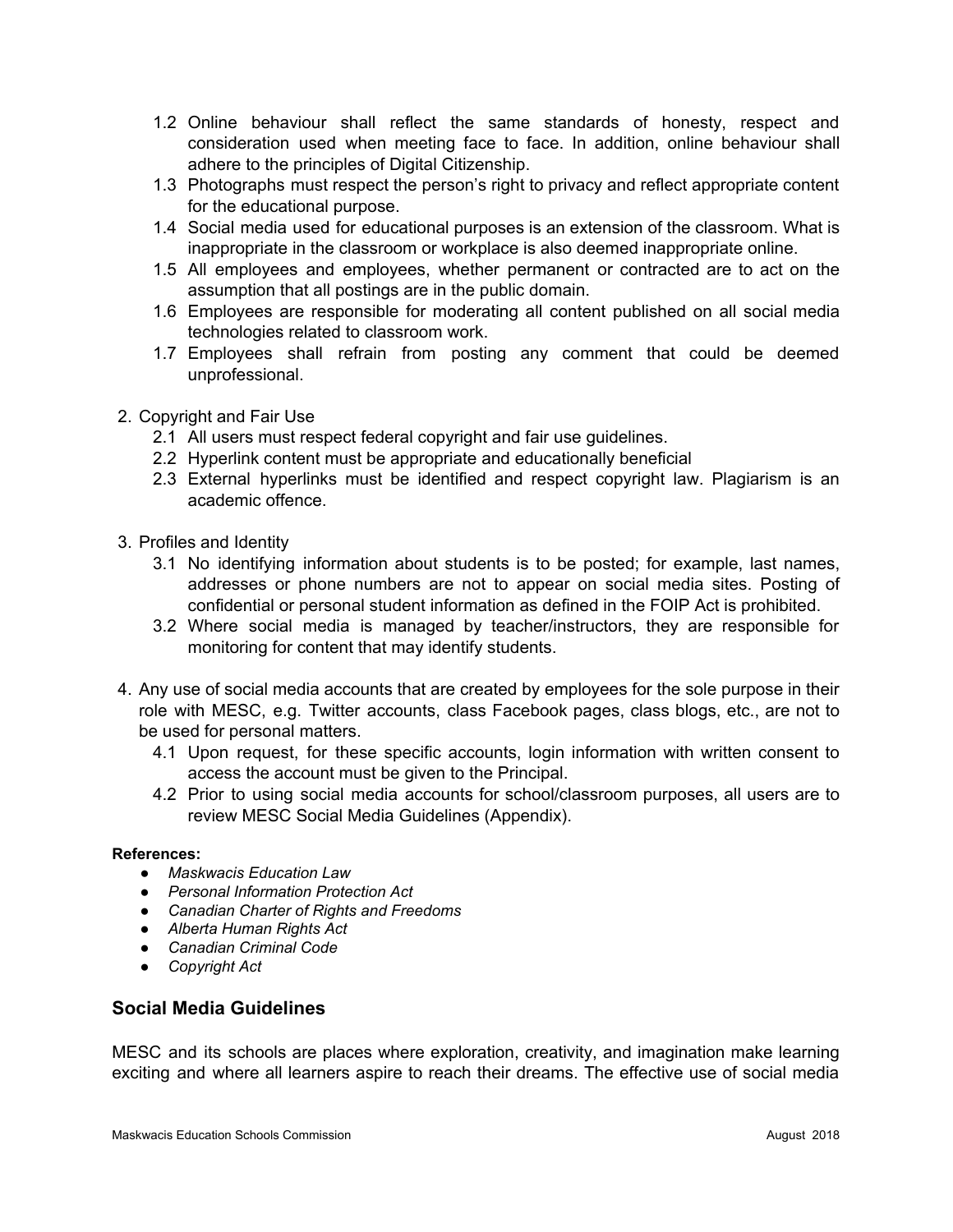1.2 Online behaviour shall reflect the same standards of honesty, respect and consideration used when meeting face to face. In addition, online behaviour shall adhere to the principles of Digital Citizenship.
1.3 Photographs must respect the person's right to privacy and reflect appropriate content for the educational purpose.
1.4 Social media used for educational purposes is an extension of the classroom. What is inappropriate in the classroom or workplace is also deemed inappropriate online.
1.5 All employees and employees, whether permanent or contracted are to act on the assumption that all postings are in the public domain.
1.6 Employees are responsible for moderating all content published on all social media technologies related to classroom work.
1.7 Employees shall refrain from posting any comment that could be deemed unprofessional.

2. Copyright and Fair Use
   2.1 All users must respect federal copyright and fair use guidelines.
   2.2 Hyperlink content must be appropriate and educationally beneficial
   2.3 External hyperlinks must be identified and respect copyright law. Plagiarism is an academic offence.

3. Profiles and Identity
   3.1 No identifying information about students is to be posted; for example, last names, addresses or phone numbers are not to appear on social media sites. Posting of confidential or personal student information as defined in the FOIP Act is prohibited.
   3.2 Where social media is managed by teacher/instructors, they are responsible for monitoring for content that may identify students.

4. Any use of social media accounts that are created by employees for the sole purpose in their role with MESC, e.g. Twitter accounts, class Facebook pages, class blogs, etc., are not to be used for personal matters.
   4.1 Upon request, for these specific accounts, login information with written consent to access the account must be given to the Principal.
   4.2 Prior to using social media accounts for school/classroom purposes, all users are to review MESC Social Media Guidelines (Appendix).

**References:**

- *Maskwacis Education Law*
- *Personal Information Protection Act*
- *Canadian Charter of Rights and Freedoms*
- *Alberta Human Rights Act*
- *Canadian Criminal Code*
- *Copyright Act*

## Social Media Guidelines

MESC and its schools are places where exploration, creativity, and imagination make learning exciting and where all learners aspire to reach their dreams. The effective use of social media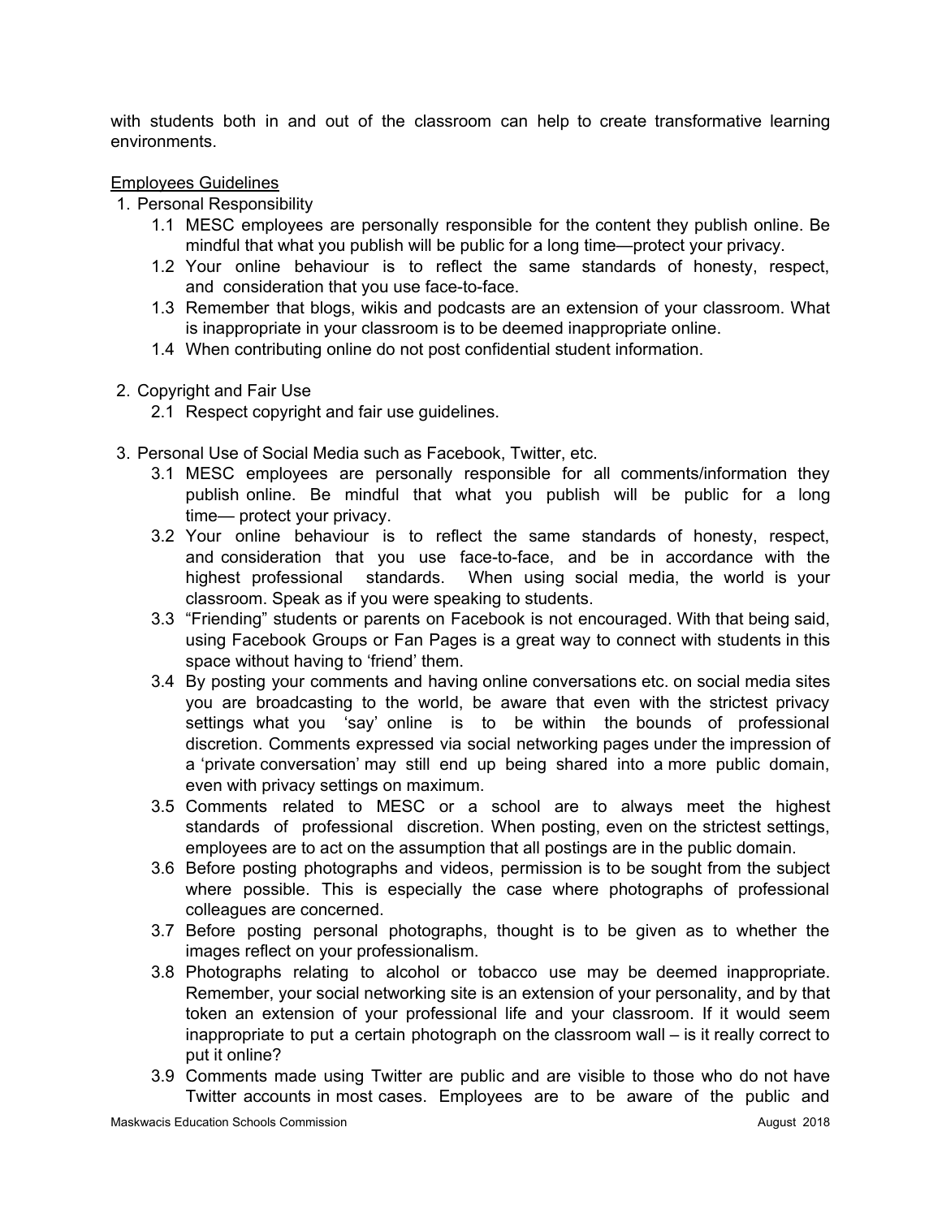with students both in and out of the classroom can help to create transformative learning environments.

Employees Guidelines

1. Personal Responsibility
   1.1 MESC employees are personally responsible for the content they publish online. Be mindful that what you publish will be public for a long time—protect your privacy.
   1.2 Your online behaviour is to reflect the same standards of honesty, respect, and consideration that you use face-to-face.
   1.3 Remember that blogs, wikis and podcasts are an extension of your classroom. What is inappropriate in your classroom is to be deemed inappropriate online.
   1.4 When contributing online do not post confidential student information.

2. Copyright and Fair Use
   2.1 Respect copyright and fair use guidelines.

3. Personal Use of Social Media such as Facebook, Twitter, etc.
   3.1 MESC employees are personally responsible for all comments/information they publish online. Be mindful that what you publish will be public for a long time— protect your privacy.
   3.2 Your online behaviour is to reflect the same standards of honesty, respect, and consideration that you use face-to-face, and be in accordance with the highest professional standards. When using social media, the world is your classroom. Speak as if you were speaking to students.
   3.3 "Friending" students or parents on Facebook is not encouraged. With that being said, using Facebook Groups or Fan Pages is a great way to connect with students in this space without having to 'friend' them.
   3.4 By posting your comments and having online conversations etc. on social media sites you are broadcasting to the world, be aware that even with the strictest privacy settings what you 'say' online is to be within the bounds of professional discretion. Comments expressed via social networking pages under the impression of a 'private conversation' may still end up being shared into a more public domain, even with privacy settings on maximum.
   3.5 Comments related to MESC or a school are to always meet the highest standards of professional discretion. When posting, even on the strictest settings, employees are to act on the assumption that all postings are in the public domain.
   3.6 Before posting photographs and videos, permission is to be sought from the subject where possible. This is especially the case where photographs of professional colleagues are concerned.
   3.7 Before posting personal photographs, thought is to be given as to whether the images reflect on your professionalism.
   3.8 Photographs relating to alcohol or tobacco use may be deemed inappropriate. Remember, your social networking site is an extension of your personality, and by that token an extension of your professional life and your classroom. If it would seem inappropriate to put a certain photograph on the classroom wall – is it really correct to put it online?
   3.9 Comments made using Twitter are public and are visible to those who do not have Twitter accounts in most cases. Employees are to be aware of the public and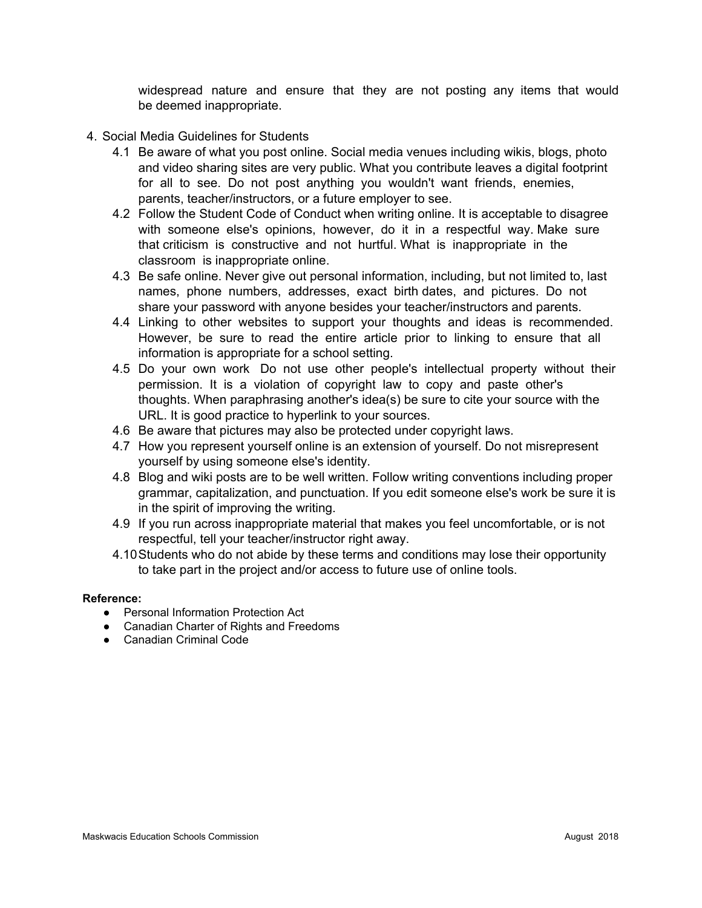widespread nature and ensure that they are not posting any items that would be deemed inappropriate.

4. Social Media Guidelines for Students
    4.1 Be aware of what you post online. Social media venues including wikis, blogs, photo and video sharing sites are very public. What you contribute leaves a digital footprint for all to see. Do not post anything you wouldn't want friends, enemies, parents, teacher/instructors, or a future employer to see.
    4.2 Follow the Student Code of Conduct when writing online. It is acceptable to disagree with someone else's opinions, however, do it in a respectful way. Make sure that criticism is constructive and not hurtful. What is inappropriate in the classroom is inappropriate online.
    4.3 Be safe online. Never give out personal information, including, but not limited to, last names, phone numbers, addresses, exact birth dates, and pictures. Do not share your password with anyone besides your teacher/instructors and parents.
    4.4 Linking to other websites to support your thoughts and ideas is recommended. However, be sure to read the entire article prior to linking to ensure that all information is appropriate for a school setting.
    4.5 Do your own work Do not use other people's intellectual property without their permission. It is a violation of copyright law to copy and paste other's thoughts. When paraphrasing another's idea(s) be sure to cite your source with the URL. It is good practice to hyperlink to your sources.
    4.6 Be aware that pictures may also be protected under copyright laws.
    4.7 How you represent yourself online is an extension of yourself. Do not misrepresent yourself by using someone else's identity.
    4.8 Blog and wiki posts are to be well written. Follow writing conventions including proper grammar, capitalization, and punctuation. If you edit someone else's work be sure it is in the spirit of improving the writing.
    4.9 If you run across inappropriate material that makes you feel uncomfortable, or is not respectful, tell your teacher/instructor right away.
    4.10 Students who do not abide by these terms and conditions may lose their opportunity to take part in the project and/or access to future use of online tools.

**Reference:**

- Personal Information Protection Act
- Canadian Charter of Rights and Freedoms
- Canadian Criminal Code